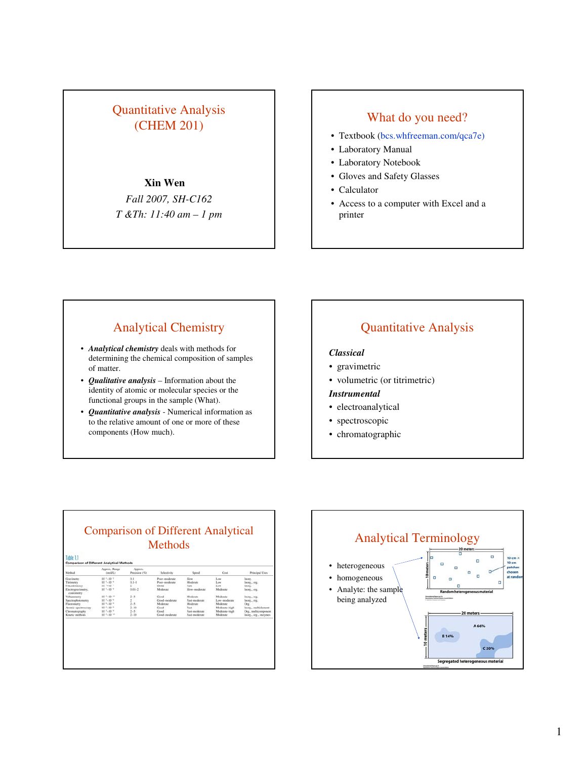# Quantitative Analysis (CHEM 201)

**Xin Wen**

*Fall 2007, SH-C162*

*T &Th: 11:40 am – 1 pm*

## What do you need?

- Textbook (bcs.whfreeman.com/qca7e)
- Laboratory Manual
- Laboratory Notebook
- Gloves and Safety Glasses
- Calculator
- Access to a computer with Excel and a printer

## Analytical Chemistry

- ***Analytical chemistry*** deals with methods for determining the chemical composition of samples of matter.
- ***Qualitative analysis*** – Information about the identity of atomic or molecular species or the functional groups in the sample (What).
- ***Quantitative analysis*** - Numerical information as to the relative amount of one or more of these components (How much).

## Quantitative Analysis

***Classical***

- gravimetric
- volumetric (or titrimetric)

***Instrumental***

- electroanalytical
- spectroscopic
- chromatographic

## Comparison of Different Analytical Methods

Table 1.1
Comparison of Different Analytical Methods

| Method | Approx. Range (mol/L) | Approx. Precision (%) | Selectivity | Speed | Cost | Principal Uses |
|---|---|---|---|---|---|---|
| Gravimetry | $10^{-1}$–$10^{-2}$ | 0.1 | Poor–moderate | Slow | Low | Inorg. |
| Titrimetry | $10^{-1}$–$10^{-4}$ | 0.1–1 | Poor–moderate | Moderate | Low | Inorg., org. |
| Potentiometry | $10^{-1}$–$10^{-6}$ | 2 | Good | Fast | Low | Inorg. |
| Electrogravimetry, coulometry | $10^{-1}$–$10^{-4}$ | 0.01–2 | Moderate | Slow–moderate | Moderate | Inorg., org. |
| Voltammetry | $10^{-3}$–$10^{-10}$ | 2–5 | Good | Moderate | Moderate | Inorg., org. |
| Spectrophotometry | $10^{-3}$–$10^{-6}$ | 2 | Good–moderate | Fast–moderate | Low–moderate | Inorg., org. |
| Fluorometry | $10^{-6}$–$10^{-9}$ | 2–5 | Moderate | Moderate | Moderate | Org. |
| Atomic spectroscopy | $10^{-3}$–$10^{-9}$ | 2–10 | Good | Fast | Moderate–high | Inorg., multielement |
| Chromatography | $10^{-3}$–$10^{-9}$ | 2–5 | Good | Fast–moderate | Moderate–high | Org., multicomponent |
| Kinetic methods | $10^{-2}$–$10^{-10}$ | 2–10 | Good–moderate | Fast–moderate | Moderate | Inorg., org., enzymes |

## Analytical Terminology

- heterogeneous
- homogeneous
- Analyte: the sample being analyzed

Random heterogeneous material

Segregated heterogeneous material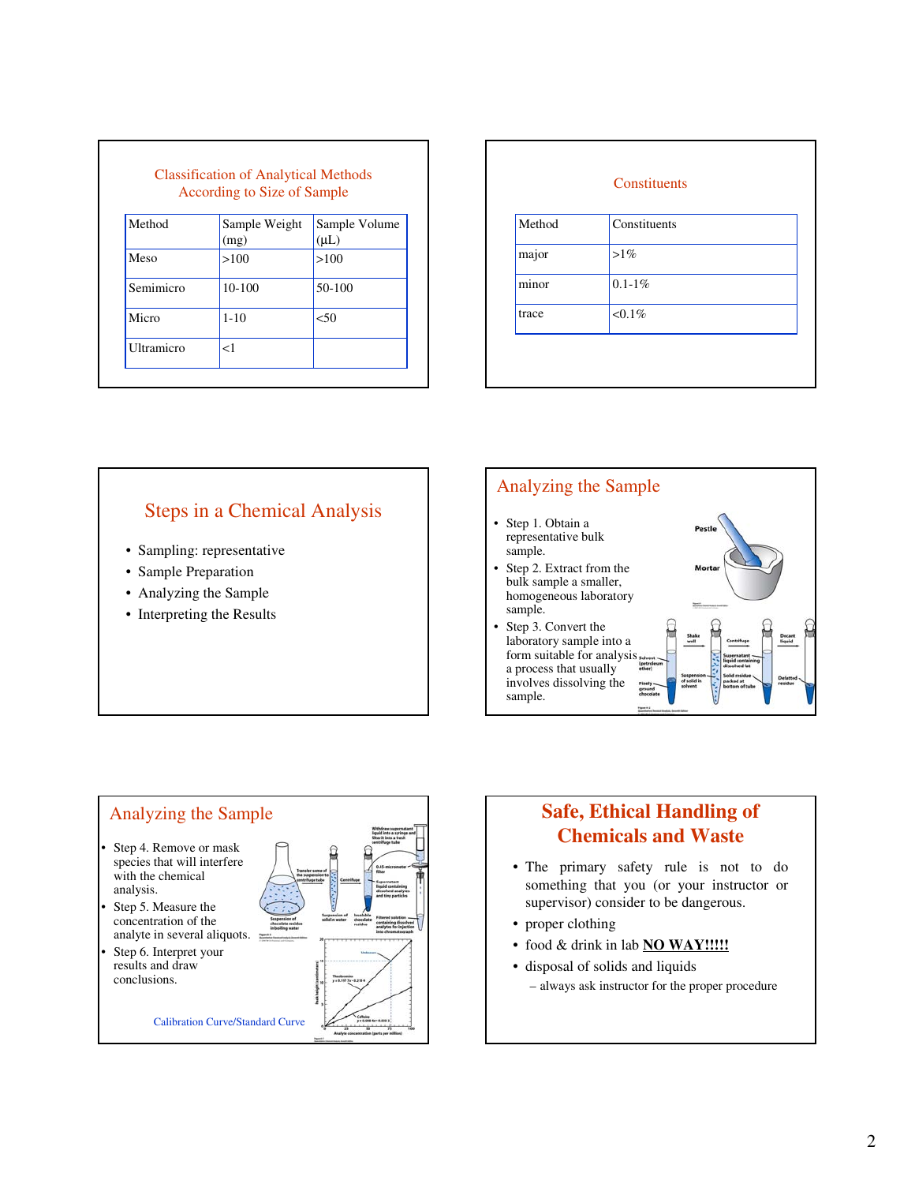## Classification of Analytical Methods According to Size of Sample

| Method | Sample Weight (mg) | Sample Volume (μL) |
|---|---|---|
| Meso | >100 | >100 |
| Semimicro | 10-100 | 50-100 |
| Micro | 1-10 | <50 |
| Ultramicro | <1 | |

## Constituents

| Method | Constituents |
|---|---|
| major | >1% |
| minor | 0.1-1% |
| trace | <0.1% |

## Steps in a Chemical Analysis

- Sampling: representative
- Sample Preparation
- Analyzing the Sample
- Interpreting the Results

## Analyzing the Sample

- Step 1. Obtain a representative bulk sample.
- Step 2. Extract from the bulk sample a smaller, homogeneous laboratory sample.
- Step 3. Convert the laboratory sample into a form suitable for analysis, a process that usually involves dissolving the sample.

## Analyzing the Sample

- Step 4. Remove or mask species that will interfere with the chemical analysis.
- Step 5. Measure the concentration of the analyte in several aliquots.
- Step 6. Interpret your results and draw conclusions.

Calibration Curve/Standard Curve

## Safe, Ethical Handling of Chemicals and Waste

- The primary safety rule is not to do something that you (or your instructor or supervisor) consider to be dangerous.
- proper clothing
- food & drink in lab **NO WAY!!!!!**
- disposal of solids and liquids
  - always ask instructor for the proper procedure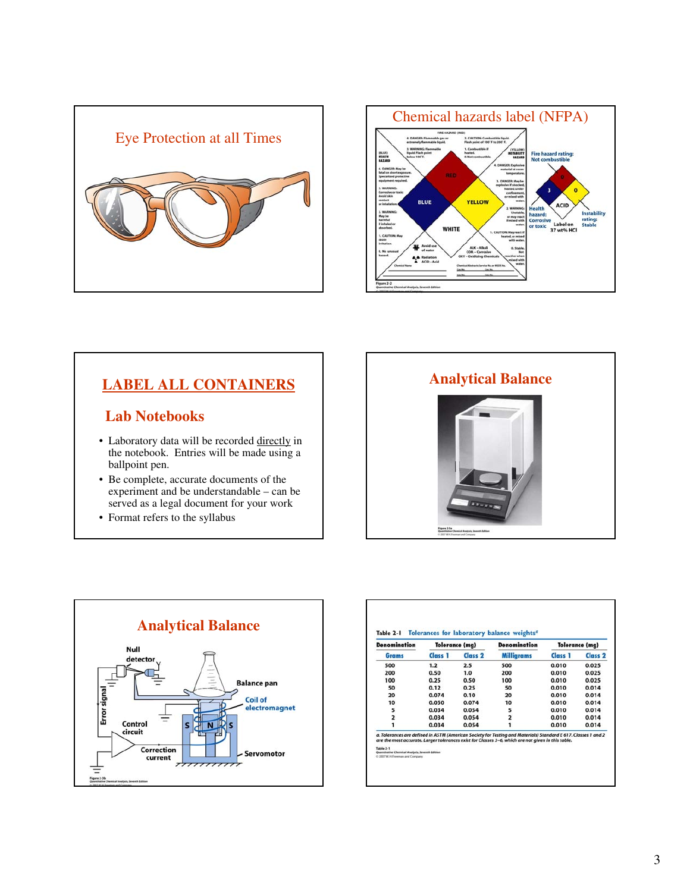## Eye Protection at all Times

## Chemical hazards label (NFPA)

Figure 2-2
Quantitative Chemical Analysis, Seventh Edition

## LABEL ALL CONTAINERS

### Lab Notebooks

- Laboratory data will be recorded directly in the notebook. Entries will be made using a ballpoint pen.
- Be complete, accurate documents of the experiment and be understandable – can be served as a legal document for your work
- Format refers to the syllabus

## Analytical Balance

Figure 2-3a
Quantitative Chemical Analysis, Seventh Edition
© 2007 W.H. Freeman and Company

## Analytical Balance

Figure 2-3b
Quantitative Chemical Analysis, Seventh Edition

Table 2-1 Tolerances for laboratory balance weights[a]

| Denomination | Tolerance (mg) | | Denomination | Tolerance (mg) | |
|---|---|---|---|---|---|
| Grams | Class 1 | Class 2 | Milligrams | Class 1 | Class 2 |
| 500 | 1.2 | 2.5 | 500 | 0.010 | 0.025 |
| 200 | 0.50 | 1.0 | 200 | 0.010 | 0.025 |
| 100 | 0.25 | 0.50 | 100 | 0.010 | 0.025 |
| 50 | 0.12 | 0.25 | 50 | 0.010 | 0.014 |
| 20 | 0.074 | 0.10 | 20 | 0.010 | 0.014 |
| 10 | 0.050 | 0.074 | 10 | 0.010 | 0.014 |
| 5 | 0.034 | 0.054 | 5 | 0.010 | 0.014 |
| 2 | 0.034 | 0.054 | 2 | 0.010 | 0.014 |
| 1 | 0.034 | 0.054 | 1 | 0.010 | 0.014 |

a. Tolerances are defined in ASTM (American Society for Testing and Materials) Standard E 617. Classes 1 and 2 are the most accurate. Larger tolerances exist for Classes 3–6, which are not given in this table.

Table 2-1
Quantitative Chemical Analysis, Seventh Edition
© 2007 W. H. Freeman and Company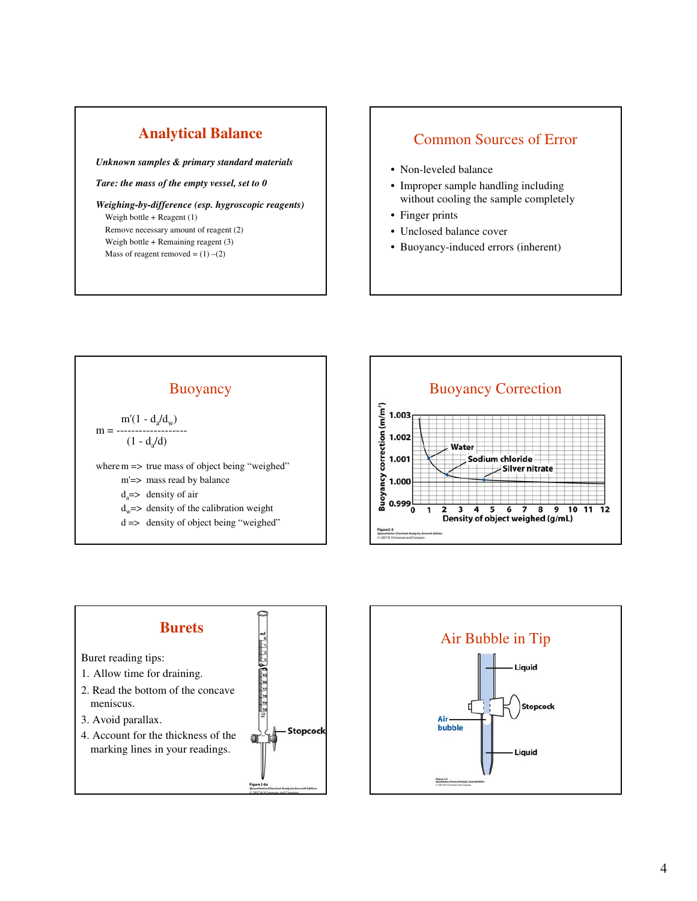## Analytical Balance

***Unknown samples & primary standard materials***

***Tare: the mass of the empty vessel, set to 0***

***Weighing-by-difference (esp. hygroscopic reagents)***

Weigh bottle + Reagent (1)
Remove necessary amount of reagent (2)
Weigh bottle + Remaining reagent (3)
Mass of reagent removed = (1) –(2)

## Common Sources of Error

- Non-leveled balance
- Improper sample handling including without cooling the sample completely
- Finger prints
- Unclosed balance cover
- Buoyancy-induced errors (inherent)

## Buoyancy

$$m = \frac{m'(1 - d_a/d_w)}{(1 - d_a/d)}$$

where $m$ => true mass of object being "weighed"
$m'$ => mass read by balance
$d_a$ => density of air
$d_w$ => density of the calibration weight
$d$ => density of object being "weighed"

## Buoyancy Correction

Buoyancy correction ($m/m'$): 1.003, 1.002, 1.001, 1.000, 0.999

Density of object weighed (g/mL): 0, 1, 2, 3, 4, 5, 6, 7, 8, 9, 10, 11, 12

Water; Sodium chloride; Silver nitrate

Figure 2-5
Quantitative Chemical Analysis, Seventh Edition
© 2007 W. H. Freeman and Company

## Burets

Buret reading tips:

1. Allow time for draining.
2. Read the bottom of the concave meniscus.
3. Avoid parallax.
4. Account for the thickness of the marking lines in your readings.

Stopcock

Figure 2-6a
Quantitative Chemical Analysis, Seventh Edition
© 2007 W. H. Freeman and Company

## Air Bubble in Tip

Liquid; Stopcock; Air bubble; Liquid

Figure 3-6
Quantitative Chemical Analysis, Seventh Edition
© 2007 W. H. Freeman and Company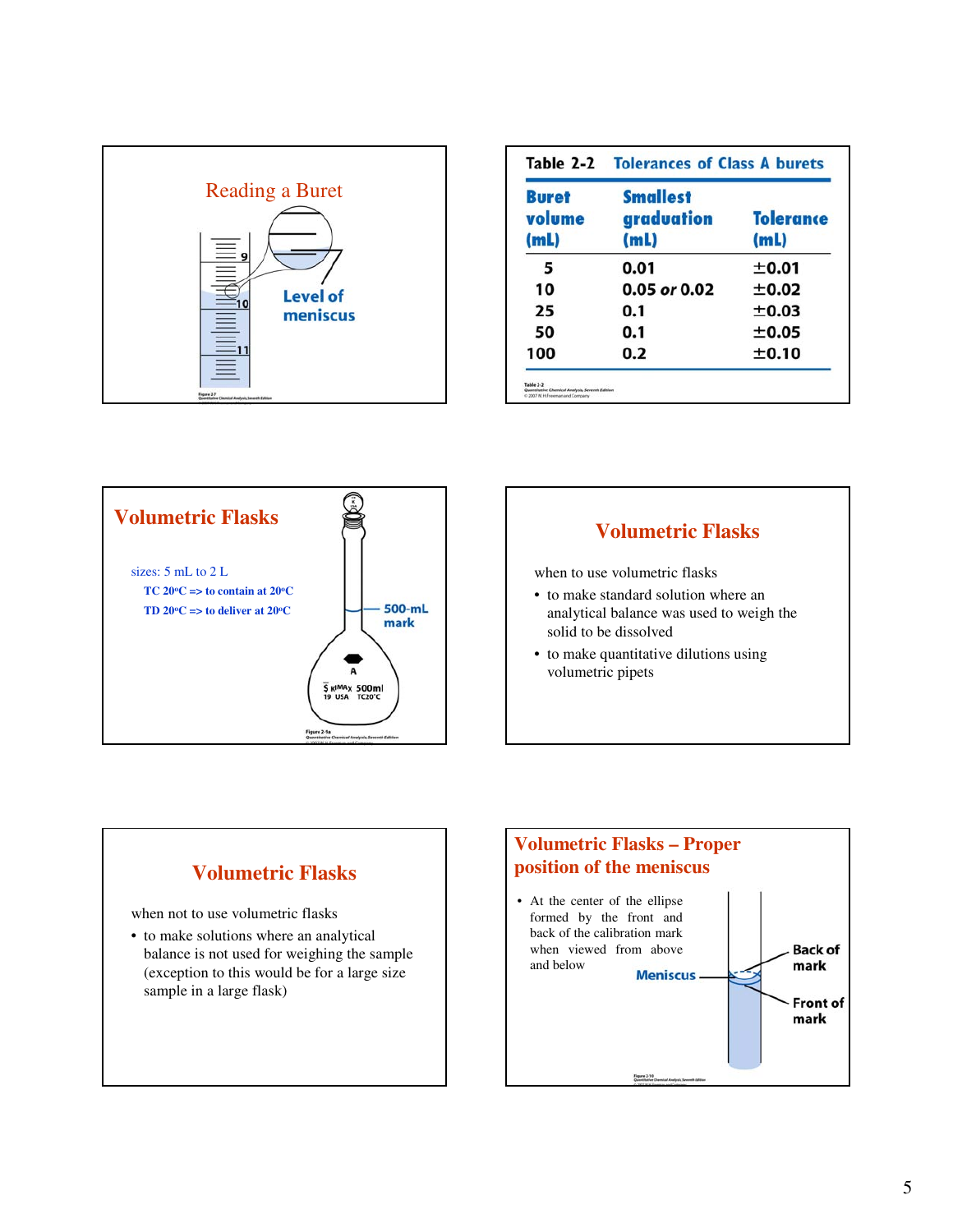## Reading a Buret

Level of meniscus

Figure 2-7
Quantitative Chemical Analysis, Seventh Edition

## Table 2-2 Tolerances of Class A burets

| Buret volume (mL) | Smallest graduation (mL) | Tolerance (mL) |
|---|---|---|
| 5 | 0.01 | ±0.01 |
| 10 | 0.05 *or* 0.02 | ±0.02 |
| 25 | 0.1 | ±0.03 |
| 50 | 0.1 | ±0.05 |
| 100 | 0.2 | ±0.10 |

Table 2-2
Quantitative Chemical Analysis, Seventh Edition
© 2007 W. H. Freeman and Company

## Volumetric Flasks

sizes: 5 mL to 2 L

- **TC 20°C => to contain at 20°C**
- **TD 20°C => to deliver at 20°C**

500-mL mark

KIMAX 500ml USA TC20°C

Figure 2-9a
Quantitative Chemical Analysis, Seventh Edition

## Volumetric Flasks

when to use volumetric flasks

- to make standard solution where an analytical balance was used to weigh the solid to be dissolved
- to make quantitative dilutions using volumetric pipets

## Volumetric Flasks

when not to use volumetric flasks

- to make solutions where an analytical balance is not used for weighing the sample (exception to this would be for a large size sample in a large flask)

## Volumetric Flasks – Proper position of the meniscus

- At the center of the ellipse formed by the front and back of the calibration mark when viewed from above and below

Meniscus

Back of mark

Front of mark

Figure 2-10
Quantitative Chemical Analysis, Seventh Edition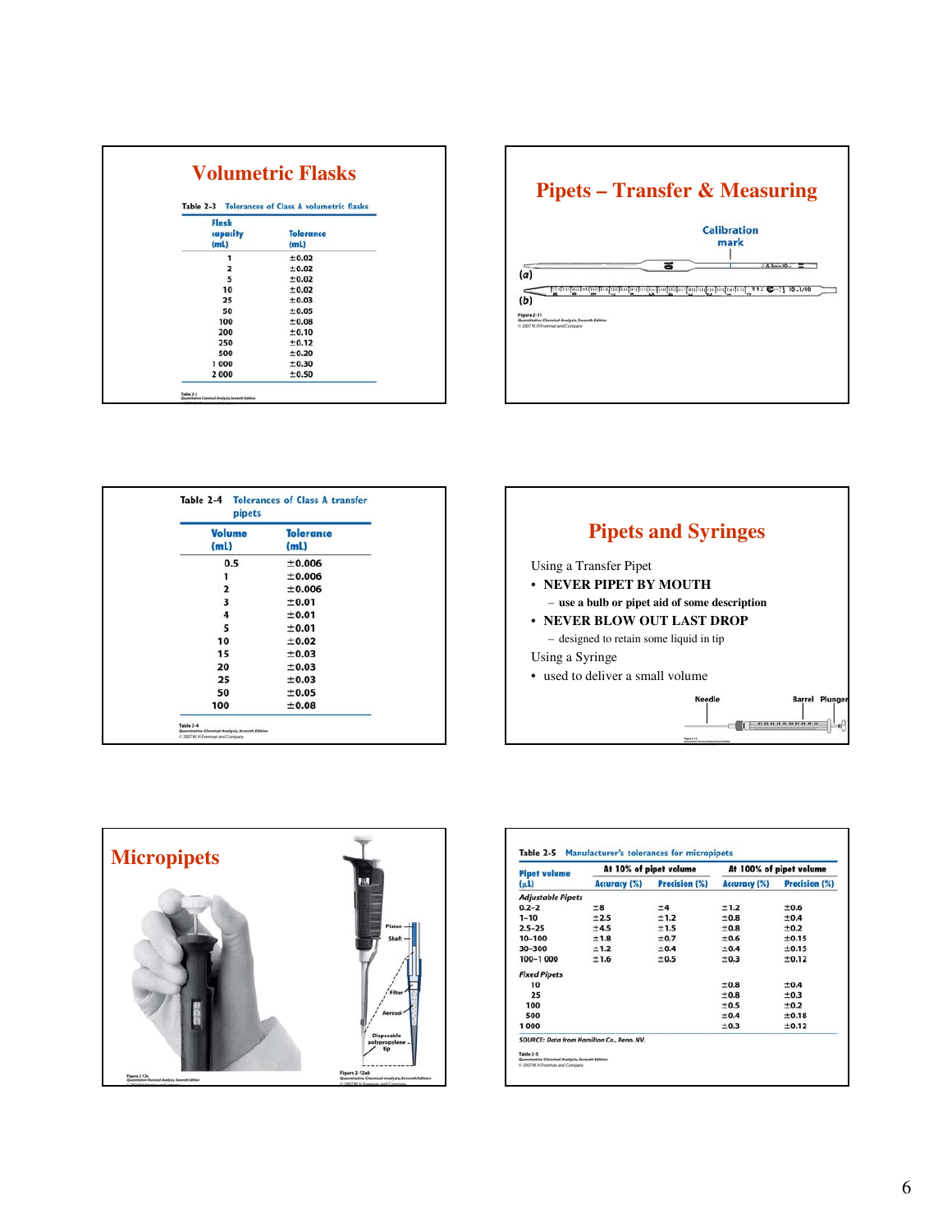## Volumetric Flasks

Table 2-3 Tolerances of Class A volumetric flasks

| Flask capacity (mL) | Tolerance (mL) |
|---|---|
| 1 | ±0.02 |
| 2 | ±0.02 |
| 5 | ±0.02 |
| 10 | ±0.02 |
| 25 | ±0.03 |
| 50 | ±0.05 |
| 100 | ±0.08 |
| 200 | ±0.10 |
| 250 | ±0.12 |
| 500 | ±0.20 |
| 1 000 | ±0.30 |
| 2 000 | ±0.50 |

Table 2-3
Quantitative Chemical Analysis, Seventh Edition

## Pipets – Transfer & Measuring

Calibration mark

(a)

(b)

Figure 2-11
Quantitative Chemical Analysis, Seventh Edition
© 2007 W. H. Freeman and Company

Table 2-4 Tolerances of Class A transfer pipets

| Volume (mL) | Tolerance (mL) |
|---|---|
| 0.5 | ±0.006 |
| 1 | ±0.006 |
| 2 | ±0.006 |
| 3 | ±0.01 |
| 4 | ±0.01 |
| 5 | ±0.01 |
| 10 | ±0.02 |
| 15 | ±0.03 |
| 20 | ±0.03 |
| 25 | ±0.03 |
| 50 | ±0.05 |
| 100 | ±0.08 |

Table 2-4
Quantitative Chemical Analysis, Seventh Edition
© 2007 W. H. Freeman and Company

## Pipets and Syringes

Using a Transfer Pipet

- **NEVER PIPET BY MOUTH**
  - **use a bulb or pipet aid of some description**
- **NEVER BLOW OUT LAST DROP**
  - designed to retain some liquid in tip

Using a Syringe

- used to deliver a small volume

Needle Barrel Plunger

## Micropipets

Piston, Shaft, Filter, Aerosol, Disposable polypropylene tip

Figure 2-12c
Quantitative Chemical Analysis, Seventh Edition

Figure 2-12ab
Quantitative Chemical Analysis, Seventh Edition
© 2007 W. H. Freeman and Company

Table 2-5 Manufacturer's tolerances for micropipets

| Pipet volume (μL) | At 10% of pipet volume | | At 100% of pipet volume | |
|---|---|---|---|---|
| | Accuracy (%) | Precision (%) | Accuracy (%) | Precision (%) |
| *Adjustable Pipets* | | | | |
| 0.2–2 | ±8 | ±4 | ±1.2 | ±0.6 |
| 1–10 | ±2.5 | ±1.2 | ±0.8 | ±0.4 |
| 2.5–25 | ±4.5 | ±1.5 | ±0.8 | ±0.2 |
| 10–100 | ±1.8 | ±0.7 | ±0.6 | ±0.15 |
| 30–300 | ±1.2 | ±0.4 | ±0.4 | ±0.15 |
| 100–1 000 | ±1.6 | ±0.5 | ±0.3 | ±0.12 |
| *Fixed Pipets* | | | | |
| 10 | | | ±0.8 | ±0.4 |
| 25 | | | ±0.8 | ±0.3 |
| 100 | | | ±0.5 | ±0.2 |
| 500 | | | ±0.4 | ±0.18 |
| 1 000 | | | ±0.3 | ±0.12 |

SOURCE: Data from Hamilton Co., Reno, NV.

Table 2-5
Quantitative Chemical Analysis, Seventh Edition
© 2007 W. H. Freeman and Company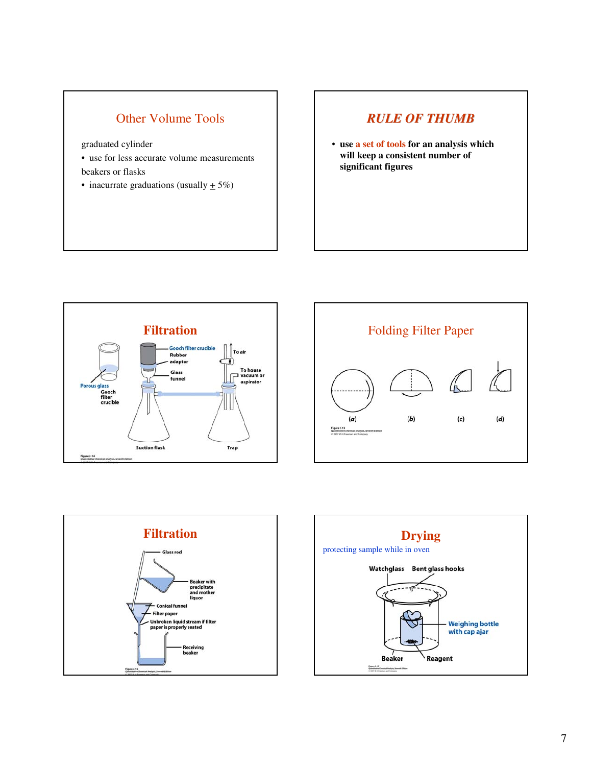## Other Volume Tools

graduated cylinder

- use for less accurate volume measurements

beakers or flasks

- inacurrate graduations (usually $\pm$ 5%)

## *RULE OF THUMB*

- **use a set of tools for an analysis which will keep a consistent number of significant figures**

## Filtration

Gooch filter crucible
Rubber adaptor
Glass funnel
To air
To house vacuum or aspirator
Porous glass
Gooch filter crucible
Suction flask
Trap

Figure 2-14
Quantitative Chemical Analysis, Seventh Edition

## Folding Filter Paper

(a) (b) (c) (d)

Figure 2-15
Quantitative Chemical Analysis, Seventh Edition
© 2007 W. H. Freeman and Company

## Filtration

Glass rod
Beaker with precipitate and mother liquor
Conical funnel
Filter paper
Unbroken liquid stream if filter paper is properly seated
Receiving beaker

Figure 2-16
Quantitative Chemical Analysis, Seventh Edition

## Drying

protecting sample while in oven

Watchglass
Bent glass hooks
Weighing bottle with cap ajar
Beaker
Reagent

Figure 2-17
Quantitative Chemical Analysis, Seventh Edition
© 2007 W. H. Freeman and Company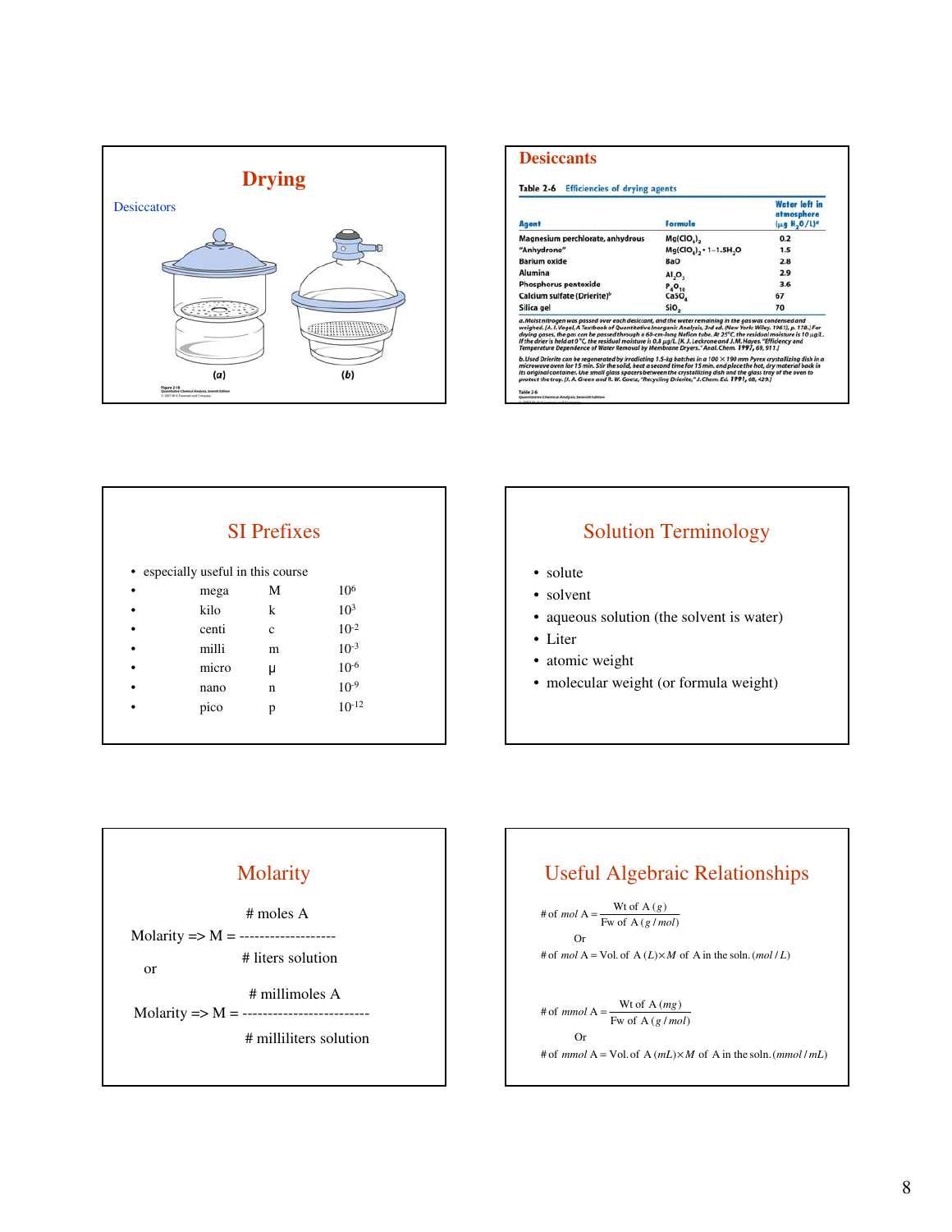## Drying

Desiccators

(a) (b)

Figure 2-18 Quantitative Chemical Analysis, Seventh Edition © 2007 W.H. Freeman and Company

## Desiccants

Table 2-6 Efficiencies of drying agents

| Agent | Formula | Water left in atmosphere ($\mu g\ H_2O/L$)[a] |
|---|---|---|
| Magnesium perchlorate, anhydrous | $Mg(ClO_4)_2$ | 0.2 |
| "Anhydrone" | $Mg(ClO_4)_2 \cdot 1\text{–}1.5H_2O$ | 1.5 |
| Barium oxide | BaO | 2.8 |
| Alumina | $Al_2O_3$ | 2.9 |
| Phosphorus pentoxide | $P_4O_{10}$ | 3.6 |
| Calcium sulfate (Drierite)[b] | $CaSO_4$ | 67 |
| Silica gel | $SiO_2$ | 70 |

a. Moist nitrogen was passed over each desiccant, and the water remaining in the gas was condensed and weighed. [A. I. Vogel, A Textbook of Quantitative Inorganic Analysis, 3rd ed. (New York: Wiley, 1961), p. 178.] For drying gases, the gas can be passed through a 60-cm-long Nafion tube. At 25°C, the residual moisture is 10 μg/L. If the drier is held at 0°C, the residual moisture is 0.8 μg/L. [K. J. Leckrone and J. M. Hayes, "Efficiency and Temperature Dependence of Water Removal by Membrane Dryers," Anal. Chem. 1997, 69, 911.]

b. Used Drierite can be regenerated by irradiating 1.5-kg batches in a 100 × 190 mm Pyrex crystallizing dish in a microwave oven for 15 min. Stir the solid, heat a second time for 15 min, and place the hot, dry material back in its original container. Use small glass spacers between the crystallizing dish and the glass tray of the oven to protect the tray. [J. A. Green and R. W. Goetz, "Recycling Drierite," J. Chem. Ed. 1991, 68, 429.]

Table 2-6 Quantitative Chemical Analysis, Seventh Edition

## SI Prefixes

- especially useful in this course

| | | |
|---|---|---|
| mega | M | $10^6$ |
| kilo | k | $10^3$ |
| centi | c | $10^{-2}$ |
| milli | m | $10^{-3}$ |
| micro | μ | $10^{-6}$ |
| nano | n | $10^{-9}$ |
| pico | p | $10^{-12}$ |

## Solution Terminology

- solute
- solvent
- aqueous solution (the solvent is water)
- Liter
- atomic weight
- molecular weight (or formula weight)

## Molarity

$$\text{Molarity} \Rightarrow M = \frac{\#\ \text{moles A}}{\#\ \text{liters solution}}$$

or

$$\text{Molarity} \Rightarrow M = \frac{\#\ \text{millimoles A}}{\#\ \text{milliliters solution}}$$

## Useful Algebraic Relationships

$$\#\text{ of } mol\text{ A} = \frac{\text{Wt of A }(g)}{\text{Fw of A }(g/mol)}$$

Or

$$\#\text{ of } mol\text{ A} = \text{Vol. of A }(L) \times M \text{ of A in the soln. }(mol/L)$$

$$\#\text{ of } mmol\text{ A} = \frac{\text{Wt of A }(mg)}{\text{Fw of A }(g/mol)}$$

Or

$$\#\text{ of } mmol\text{ A} = \text{Vol. of A }(mL) \times M \text{ of A in the soln. }(mmol/mL)$$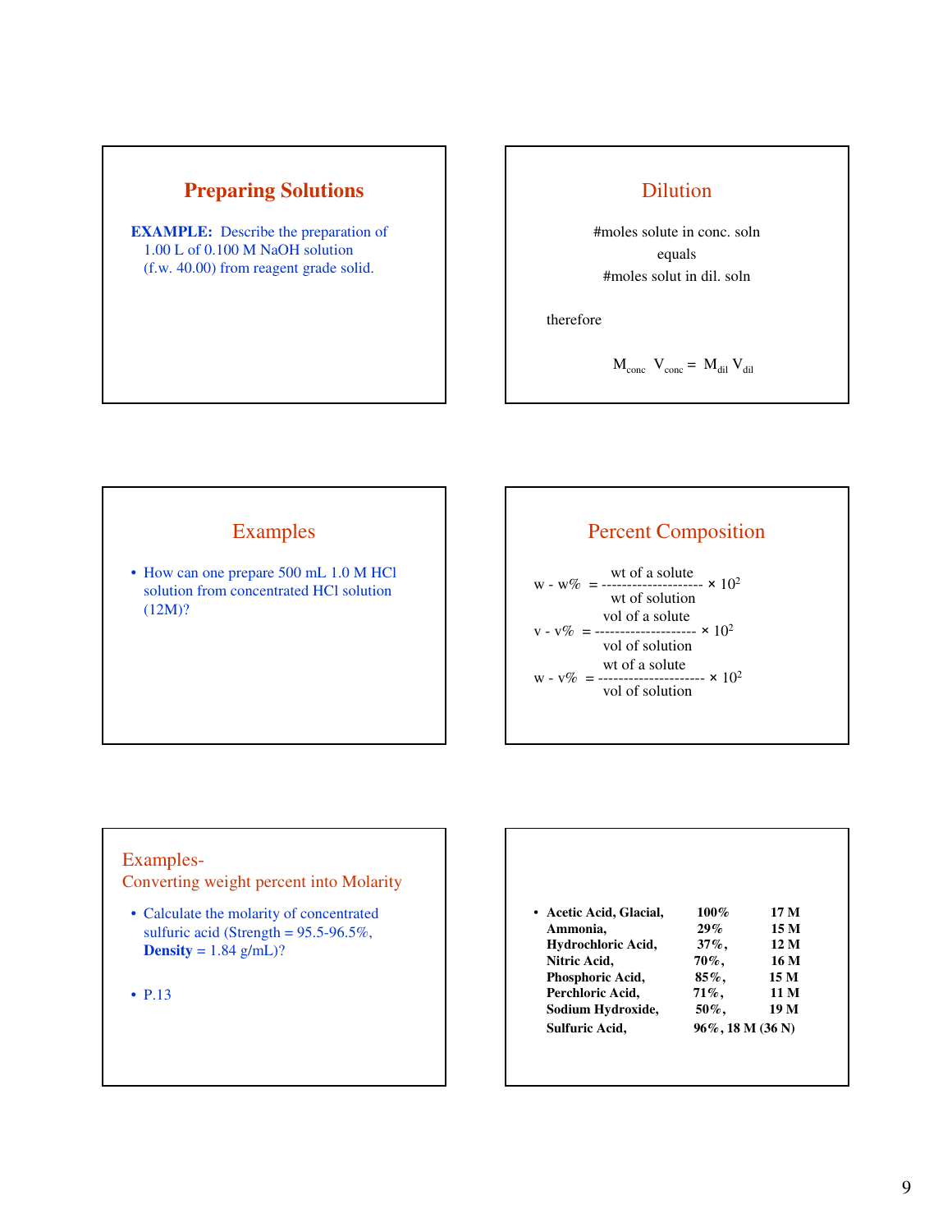## Preparing Solutions

**EXAMPLE:** Describe the preparation of 1.00 L of 0.100 M NaOH solution (f.w. 40.00) from reagent grade solid.

## Dilution

#moles solute in conc. soln

equals

#moles solut in dil. soln

therefore

$$M_{conc} \; V_{conc} = M_{dil} \; V_{dil}$$

## Examples

- How can one prepare 500 mL 1.0 M HCl solution from concentrated HCl solution (12M)?

## Percent Composition

$$w - w\% = \frac{\text{wt of a solute}}{\text{wt of solution}} \times 10^2$$

$$v - v\% = \frac{\text{vol of a solute}}{\text{vol of solution}} \times 10^2$$

$$w - v\% = \frac{\text{wt of a solute}}{\text{vol of solution}} \times 10^2$$

## Examples- Converting weight percent into Molarity

- Calculate the molarity of concentrated sulfuric acid (Strength = 95.5-96.5%, **Density** = 1.84 g/mL)?
- P.13

| | | |
|---|---|---|
| **Acetic Acid, Glacial,** | **100%** | **17 M** |
| **Ammonia,** | **29%** | **15 M** |
| **Hydrochloric Acid,** | **37%,** | **12 M** |
| **Nitric Acid,** | **70%,** | **16 M** |
| **Phosphoric Acid,** | **85%,** | **15 M** |
| **Perchloric Acid,** | **71%,** | **11 M** |
| **Sodium Hydroxide,** | **50%,** | **19 M** |
| **Sulfuric Acid,** | **96%, 18 M (36 N)** | |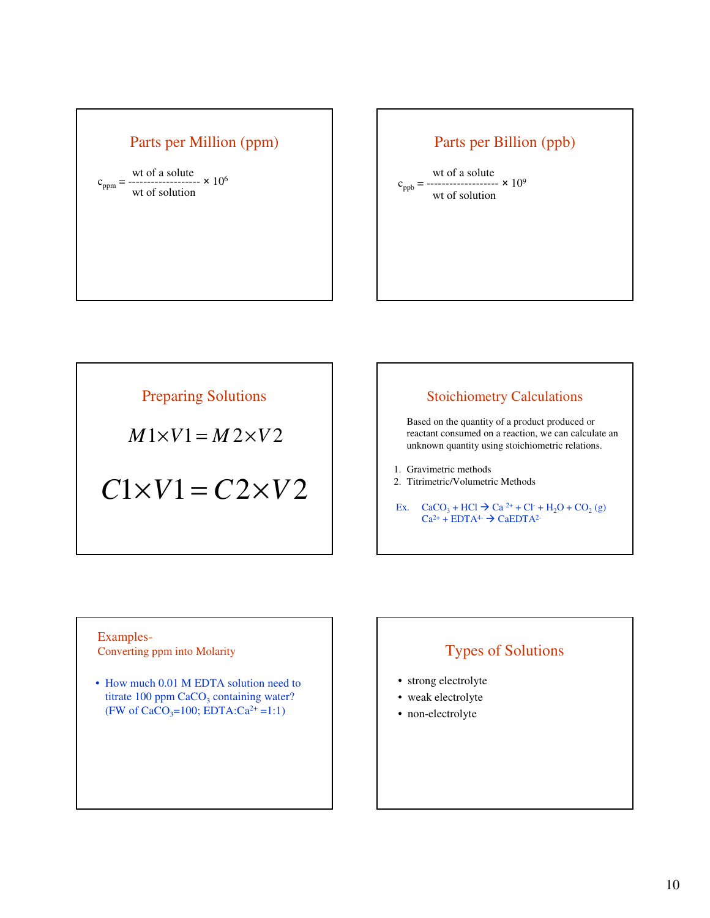## Parts per Million (ppm)

$$c_{ppm} = \frac{\text{wt of a solute}}{\text{wt of solution}} \times 10^6$$

## Parts per Billion (ppb)

$$c_{ppb} = \frac{\text{wt of a solute}}{\text{wt of solution}} \times 10^9$$

## Preparing Solutions

$$M1 \times V1 = M2 \times V2$$

$$C1 \times V1 = C2 \times V2$$

## Stoichiometry Calculations

Based on the quantity of a product produced or reactant consumed on a reaction, we can calculate an unknown quantity using stoichiometric relations.

1. Gravimetric methods
2. Titrimetric/Volumetric Methods

Ex. $CaCO_3 + HCl \rightarrow Ca^{2+} + Cl^- + H_2O + CO_2\,(g)$
$Ca^{2+} + EDTA^{4-} \rightarrow CaEDTA^{2-}$

## Examples-
Converting ppm into Molarity

- How much 0.01 M EDTA solution need to titrate 100 ppm $CaCO_3$ containing water? (FW of $CaCO_3$=100; EDTA:$Ca^{2+}$ =1:1)

## Types of Solutions

- strong electrolyte
- weak electrolyte
- non-electrolyte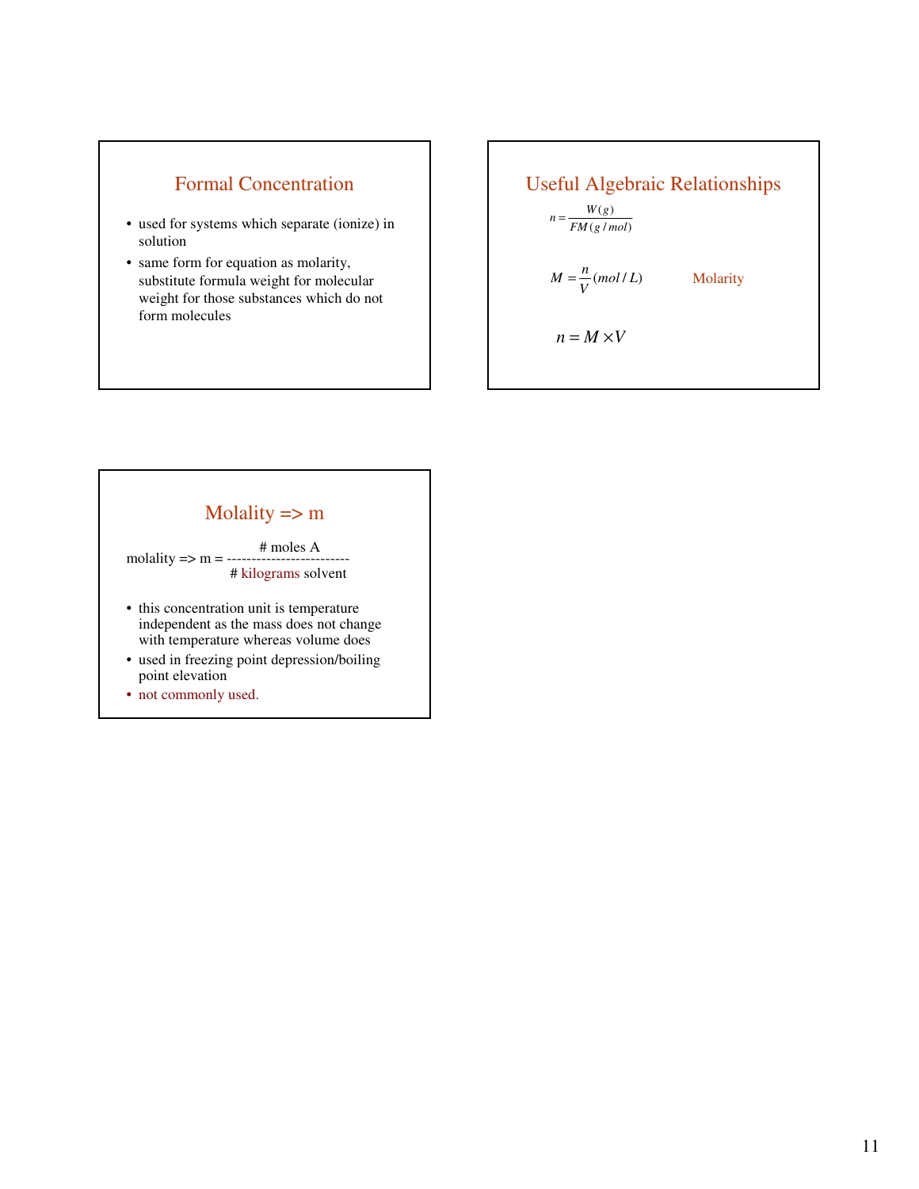## Formal Concentration

- used for systems which separate (ionize) in solution
- same form for equation as molarity, substitute formula weight for molecular weight for those substances which do not form molecules

## Useful Algebraic Relationships

$$n = \frac{W(g)}{FM(g/mol)}$$

$$M = \frac{n}{V}(mol/L)$$ Molarity

$$n = M \times V$$

## Molality => m

$$\text{molality} \Rightarrow m = \frac{\text{\# moles A}}{\text{\# kilograms solvent}}$$

- this concentration unit is temperature independent as the mass does not change with temperature whereas volume does
- used in freezing point depression/boiling point elevation
- not commonly used.